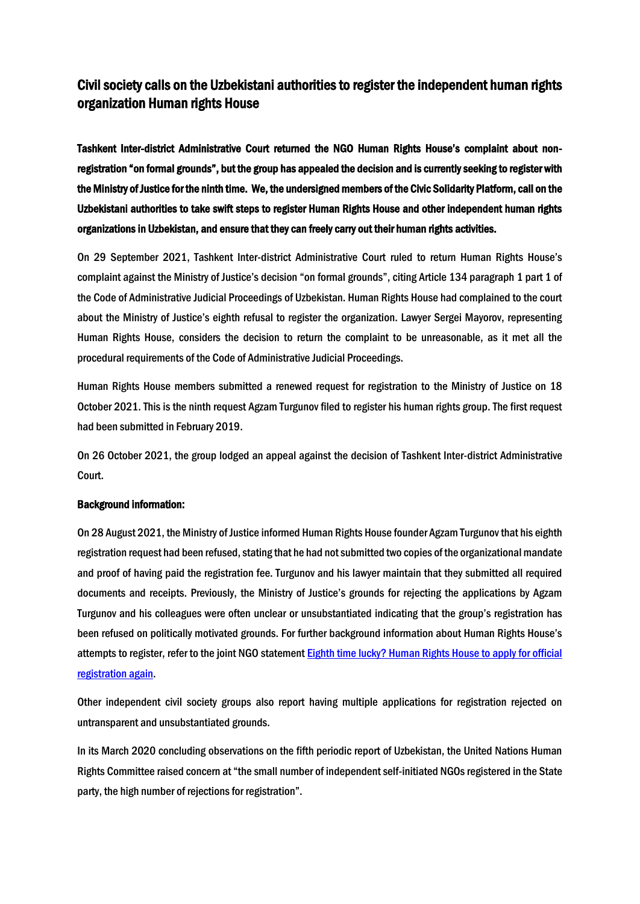# Civil society calls on the Uzbekistani authorities to register the independent human rights organization Human rights House

**Tashkent Inter-district Administrative Court returned the NGO Human Rights House's complaint about non-registration "on formal grounds", but the group has appealed the decision and is currently seeking to register with the Ministry of Justice for the ninth time. We, the undersigned members of the Civic Solidarity Platform, call on the Uzbekistani authorities to take swift steps to register Human Rights House and other independent human rights organizations in Uzbekistan, and ensure that they can freely carry out their human rights activities.**

On 29 September 2021, Tashkent Inter-district Administrative Court ruled to return Human Rights House's complaint against the Ministry of Justice's decision "on formal grounds", citing Article 134 paragraph 1 part 1 of the Code of Administrative Judicial Proceedings of Uzbekistan. Human Rights House had complained to the court about the Ministry of Justice's eighth refusal to register the organization. Lawyer Sergei Mayorov, representing Human Rights House, considers the decision to return the complaint to be unreasonable, as it met all the procedural requirements of the Code of Administrative Judicial Proceedings.

Human Rights House members submitted a renewed request for registration to the Ministry of Justice on 18 October 2021. This is the ninth request Agzam Turgunov filed to register his human rights group. The first request had been submitted in February 2019.

On 26 October 2021, the group lodged an appeal against the decision of Tashkent Inter-district Administrative Court.

**Background information:**

On 28 August 2021, the Ministry of Justice informed Human Rights House founder Agzam Turgunov that his eighth registration request had been refused, stating that he had not submitted two copies of the organizational mandate and proof of having paid the registration fee. Turgunov and his lawyer maintain that they submitted all required documents and receipts. Previously, the Ministry of Justice's grounds for rejecting the applications by Agzam Turgunov and his colleagues were often unclear or unsubstantiated indicating that the group's registration has been refused on politically motivated grounds. For further background information about Human Rights House's attempts to register, refer to the joint NGO statement [Eighth time lucky? Human Rights House to apply for official registration again](#).

Other independent civil society groups also report having multiple applications for registration rejected on untransparent and unsubstantiated grounds.

In its March 2020 concluding observations on the fifth periodic report of Uzbekistan, the United Nations Human Rights Committee raised concern at "the small number of independent self-initiated NGOs registered in the State party, the high number of rejections for registration".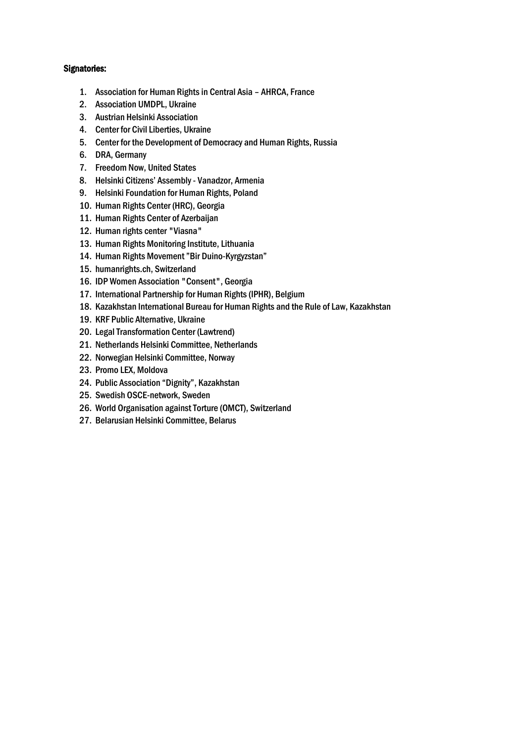**Signatories:**

1. Association for Human Rights in Central Asia – AHRCA, France
2. Association UMDPL, Ukraine
3. Austrian Helsinki Association
4. Center for Civil Liberties, Ukraine
5. Center for the Development of Democracy and Human Rights, Russia
6. DRA, Germany
7. Freedom Now, United States
8. Helsinki Citizens' Assembly - Vanadzor, Armenia
9. Helsinki Foundation for Human Rights, Poland
10. Human Rights Center (HRC), Georgia
11. Human Rights Center of Azerbaijan
12. Human rights center "Viasna"
13. Human Rights Monitoring Institute, Lithuania
14. Human Rights Movement "Bir Duino-Kyrgyzstan"
15. humanrights.ch, Switzerland
16. IDP Women Association "Consent", Georgia
17. International Partnership for Human Rights (IPHR), Belgium
18. Kazakhstan International Bureau for Human Rights and the Rule of Law, Kazakhstan
19. KRF Public Alternative, Ukraine
20. Legal Transformation Center (Lawtrend)
21. Netherlands Helsinki Committee, Netherlands
22. Norwegian Helsinki Committee, Norway
23. Promo LEX, Moldova
24. Public Association "Dignity", Kazakhstan
25. Swedish OSCE-network, Sweden
26. World Organisation against Torture (OMCT), Switzerland
27. Belarusian Helsinki Committee, Belarus